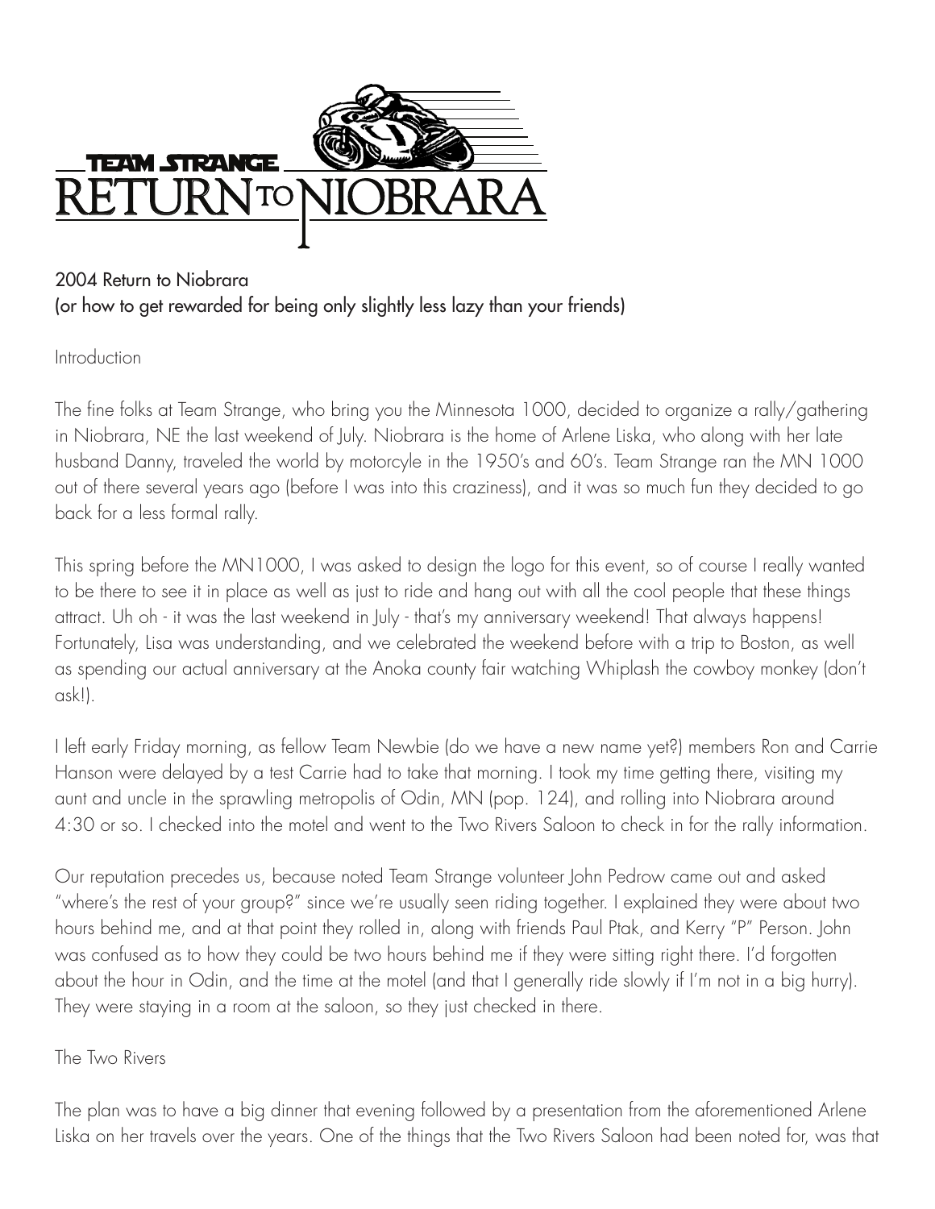# TEAM STRANGE RETURN TO NIOBRARA

2004 Return to Niobrara
(or how to get rewarded for being only slightly less lazy than your friends)

## Introduction

The fine folks at Team Strange, who bring you the Minnesota 1000, decided to organize a rally/gathering in Niobrara, NE the last weekend of July. Niobrara is the home of Arlene Liska, who along with her late husband Danny, traveled the world by motorcyle in the 1950's and 60's. Team Strange ran the MN 1000 out of there several years ago (before I was into this craziness), and it was so much fun they decided to go back for a less formal rally.

This spring before the MN1000, I was asked to design the logo for this event, so of course I really wanted to be there to see it in place as well as just to ride and hang out with all the cool people that these things attract. Uh oh - it was the last weekend in July - that's my anniversary weekend! That always happens! Fortunately, Lisa was understanding, and we celebrated the weekend before with a trip to Boston, as well as spending our actual anniversary at the Anoka county fair watching Whiplash the cowboy monkey (don't ask!).

I left early Friday morning, as fellow Team Newbie (do we have a new name yet?) members Ron and Carrie Hanson were delayed by a test Carrie had to take that morning. I took my time getting there, visiting my aunt and uncle in the sprawling metropolis of Odin, MN (pop. 124), and rolling into Niobrara around 4:30 or so. I checked into the motel and went to the Two Rivers Saloon to check in for the rally information.

Our reputation precedes us, because noted Team Strange volunteer John Pedrow came out and asked "where's the rest of your group?" since we're usually seen riding together. I explained they were about two hours behind me, and at that point they rolled in, along with friends Paul Ptak, and Kerry "P" Person. John was confused as to how they could be two hours behind me if they were sitting right there. I'd forgotten about the hour in Odin, and the time at the motel (and that I generally ride slowly if I'm not in a big hurry). They were staying in a room at the saloon, so they just checked in there.

## The Two Rivers

The plan was to have a big dinner that evening followed by a presentation from the aforementioned Arlene Liska on her travels over the years. One of the things that the Two Rivers Saloon had been noted for, was that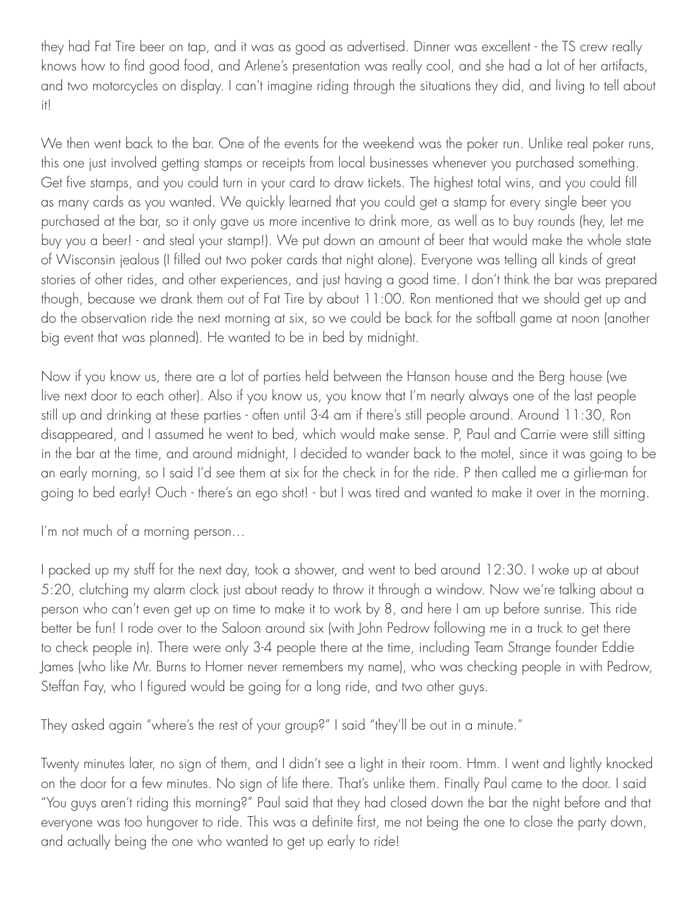they had Fat Tire beer on tap, and it was as good as advertised. Dinner was excellent - the TS crew really knows how to find good food, and Arlene's presentation was really cool, and she had a lot of her artifacts, and two motorcycles on display. I can't imagine riding through the situations they did, and living to tell about it!

We then went back to the bar. One of the events for the weekend was the poker run. Unlike real poker runs, this one just involved getting stamps or receipts from local businesses whenever you purchased something. Get five stamps, and you could turn in your card to draw tickets. The highest total wins, and you could fill as many cards as you wanted. We quickly learned that you could get a stamp for every single beer you purchased at the bar, so it only gave us more incentive to drink more, as well as to buy rounds (hey, let me buy you a beer! - and steal your stamp!). We put down an amount of beer that would make the whole state of Wisconsin jealous (I filled out two poker cards that night alone). Everyone was telling all kinds of great stories of other rides, and other experiences, and just having a good time. I don't think the bar was prepared though, because we drank them out of Fat Tire by about 11:00. Ron mentioned that we should get up and do the observation ride the next morning at six, so we could be back for the softball game at noon (another big event that was planned). He wanted to be in bed by midnight.

Now if you know us, there are a lot of parties held between the Hanson house and the Berg house (we live next door to each other). Also if you know us, you know that I'm nearly always one of the last people still up and drinking at these parties - often until 3-4 am if there's still people around. Around 11:30, Ron disappeared, and I assumed he went to bed, which would make sense. P, Paul and Carrie were still sitting in the bar at the time, and around midnight, I decided to wander back to the motel, since it was going to be an early morning, so I said I'd see them at six for the check in for the ride. P then called me a girlie-man for going to bed early! Ouch - there's an ego shot! - but I was tired and wanted to make it over in the morning.

I'm not much of a morning person…

I packed up my stuff for the next day, took a shower, and went to bed around 12:30. I woke up at about 5:20, clutching my alarm clock just about ready to throw it through a window. Now we're talking about a person who can't even get up on time to make it to work by 8, and here I am up before sunrise. This ride better be fun! I rode over to the Saloon around six (with John Pedrow following me in a truck to get there to check people in). There were only 3-4 people there at the time, including Team Strange founder Eddie James (who like Mr. Burns to Homer never remembers my name), who was checking people in with Pedrow, Steffan Fay, who I figured would be going for a long ride, and two other guys.

They asked again "where's the rest of your group?" I said "they'll be out in a minute."

Twenty minutes later, no sign of them, and I didn't see a light in their room. Hmm. I went and lightly knocked on the door for a few minutes. No sign of life there. That's unlike them. Finally Paul came to the door. I said "You guys aren't riding this morning?" Paul said that they had closed down the bar the night before and that everyone was too hungover to ride. This was a definite first, me not being the one to close the party down, and actually being the one who wanted to get up early to ride!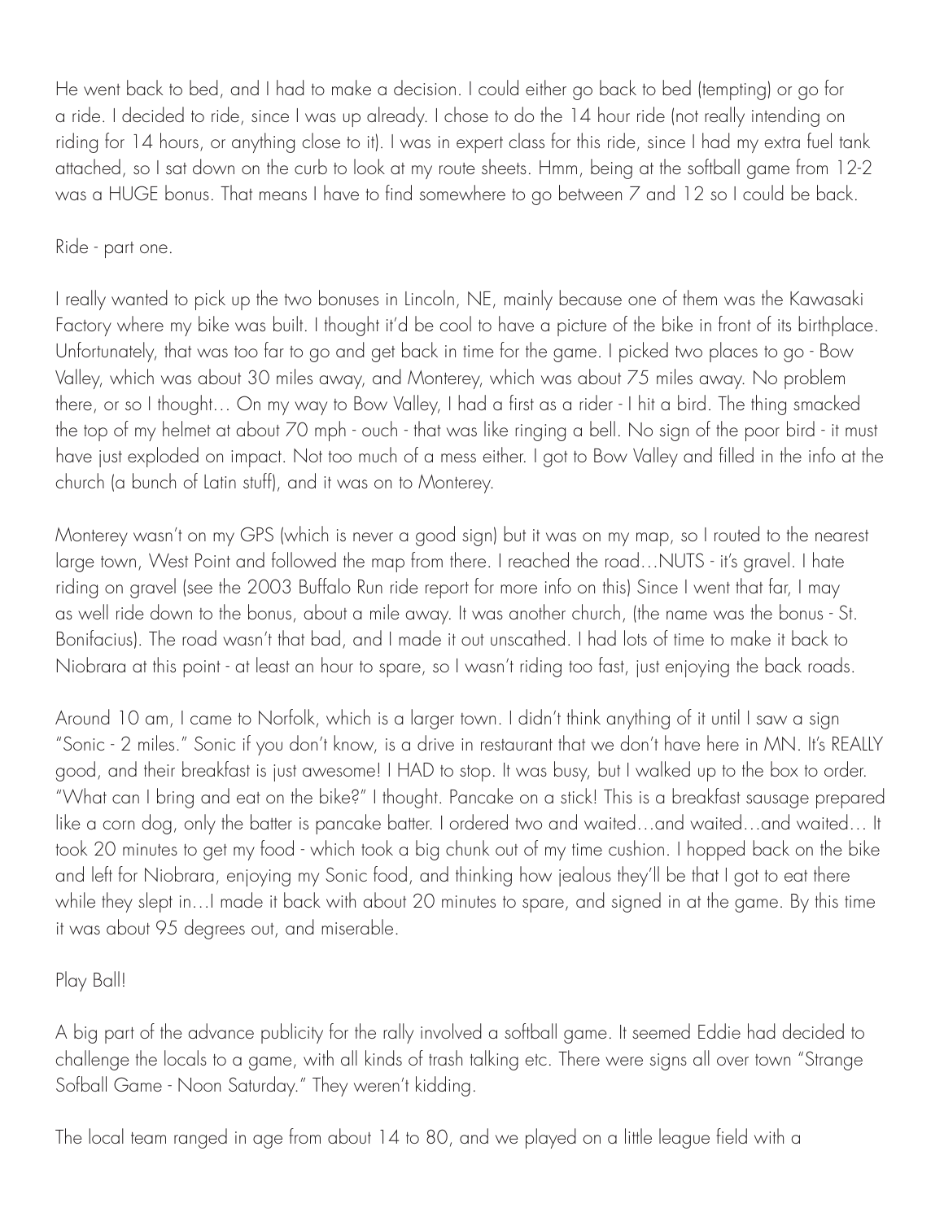He went back to bed, and I had to make a decision. I could either go back to bed (tempting) or go for a ride. I decided to ride, since I was up already. I chose to do the 14 hour ride (not really intending on riding for 14 hours, or anything close to it). I was in expert class for this ride, since I had my extra fuel tank attached, so I sat down on the curb to look at my route sheets. Hmm, being at the softball game from 12-2 was a HUGE bonus. That means I have to find somewhere to go between 7 and 12 so I could be back.

Ride - part one.

I really wanted to pick up the two bonuses in Lincoln, NE, mainly because one of them was the Kawasaki Factory where my bike was built. I thought it'd be cool to have a picture of the bike in front of its birthplace. Unfortunately, that was too far to go and get back in time for the game. I picked two places to go - Bow Valley, which was about 30 miles away, and Monterey, which was about 75 miles away. No problem there, or so I thought… On my way to Bow Valley, I had a first as a rider - I hit a bird. The thing smacked the top of my helmet at about 70 mph - ouch - that was like ringing a bell. No sign of the poor bird - it must have just exploded on impact. Not too much of a mess either. I got to Bow Valley and filled in the info at the church (a bunch of Latin stuff), and it was on to Monterey.

Monterey wasn't on my GPS (which is never a good sign) but it was on my map, so I routed to the nearest large town, West Point and followed the map from there. I reached the road…NUTS - it's gravel. I hate riding on gravel (see the 2003 Buffalo Run ride report for more info on this) Since I went that far, I may as well ride down to the bonus, about a mile away. It was another church, (the name was the bonus - St. Bonifacius). The road wasn't that bad, and I made it out unscathed. I had lots of time to make it back to Niobrara at this point - at least an hour to spare, so I wasn't riding too fast, just enjoying the back roads.

Around 10 am, I came to Norfolk, which is a larger town. I didn't think anything of it until I saw a sign "Sonic - 2 miles." Sonic if you don't know, is a drive in restaurant that we don't have here in MN. It's REALLY good, and their breakfast is just awesome! I HAD to stop. It was busy, but I walked up to the box to order. "What can I bring and eat on the bike?" I thought. Pancake on a stick! This is a breakfast sausage prepared like a corn dog, only the batter is pancake batter. I ordered two and waited…and waited…and waited… It took 20 minutes to get my food - which took a big chunk out of my time cushion. I hopped back on the bike and left for Niobrara, enjoying my Sonic food, and thinking how jealous they'll be that I got to eat there while they slept in…I made it back with about 20 minutes to spare, and signed in at the game. By this time it was about 95 degrees out, and miserable.

Play Ball!

A big part of the advance publicity for the rally involved a softball game. It seemed Eddie had decided to challenge the locals to a game, with all kinds of trash talking etc. There were signs all over town "Strange Sofball Game - Noon Saturday." They weren't kidding.

The local team ranged in age from about 14 to 80, and we played on a little league field with a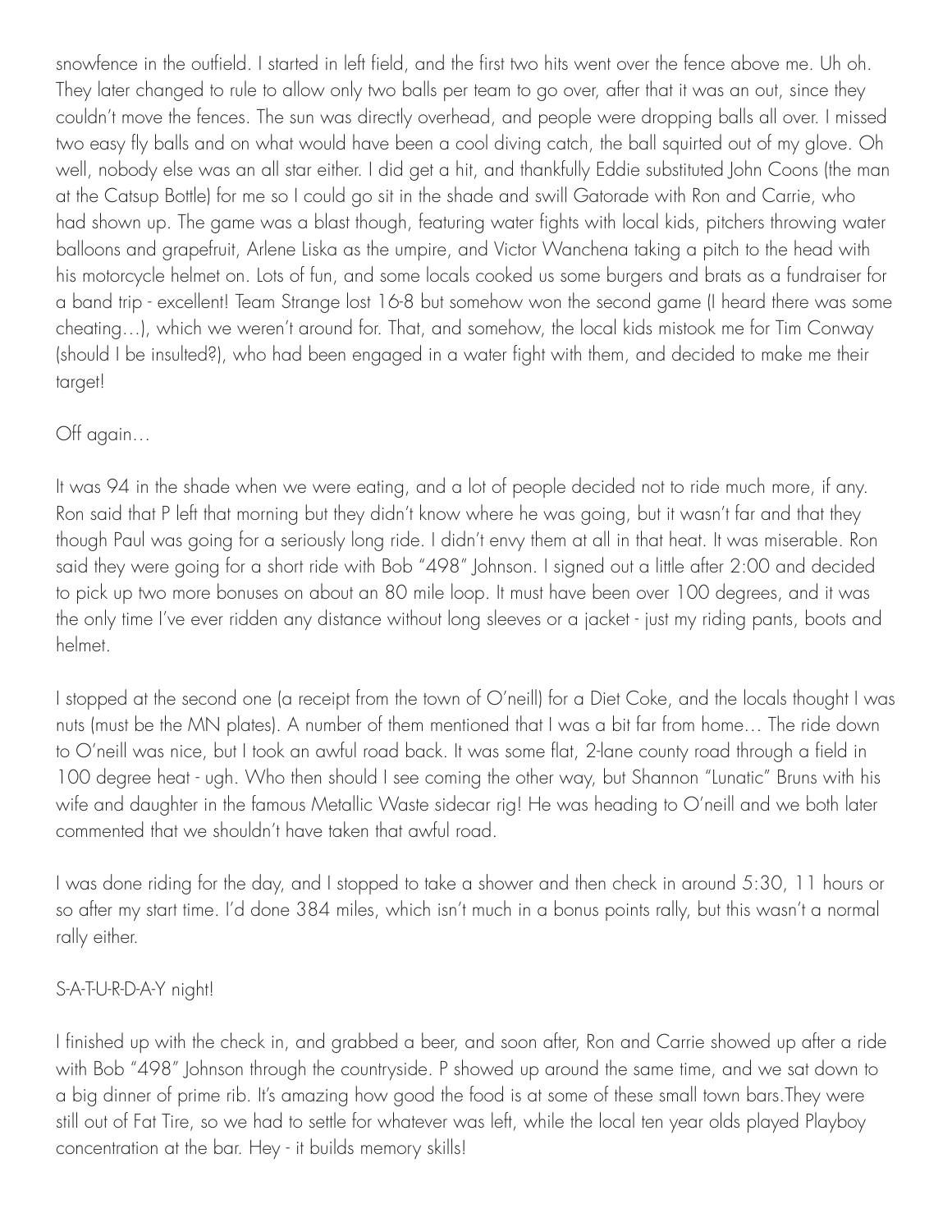snowfence in the outfield. I started in left field, and the first two hits went over the fence above me. Uh oh. They later changed to rule to allow only two balls per team to go over, after that it was an out, since they couldn't move the fences. The sun was directly overhead, and people were dropping balls all over. I missed two easy fly balls and on what would have been a cool diving catch, the ball squirted out of my glove. Oh well, nobody else was an all star either. I did get a hit, and thankfully Eddie substituted John Coons (the man at the Catsup Bottle) for me so I could go sit in the shade and swill Gatorade with Ron and Carrie, who had shown up. The game was a blast though, featuring water fights with local kids, pitchers throwing water balloons and grapefruit, Arlene Liska as the umpire, and Victor Wanchena taking a pitch to the head with his motorcycle helmet on. Lots of fun, and some locals cooked us some burgers and brats as a fundraiser for a band trip - excellent! Team Strange lost 16-8 but somehow won the second game (I heard there was some cheating…), which we weren't around for. That, and somehow, the local kids mistook me for Tim Conway (should I be insulted?), who had been engaged in a water fight with them, and decided to make me their target!

Off again…

It was 94 in the shade when we were eating, and a lot of people decided not to ride much more, if any. Ron said that P left that morning but they didn't know where he was going, but it wasn't far and that they though Paul was going for a seriously long ride. I didn't envy them at all in that heat. It was miserable. Ron said they were going for a short ride with Bob "498" Johnson. I signed out a little after 2:00 and decided to pick up two more bonuses on about an 80 mile loop. It must have been over 100 degrees, and it was the only time I've ever ridden any distance without long sleeves or a jacket - just my riding pants, boots and helmet.

I stopped at the second one (a receipt from the town of O'neill) for a Diet Coke, and the locals thought I was nuts (must be the MN plates). A number of them mentioned that I was a bit far from home… The ride down to O'neill was nice, but I took an awful road back. It was some flat, 2-lane county road through a field in 100 degree heat - ugh. Who then should I see coming the other way, but Shannon "Lunatic" Bruns with his wife and daughter in the famous Metallic Waste sidecar rig! He was heading to O'neill and we both later commented that we shouldn't have taken that awful road.

I was done riding for the day, and I stopped to take a shower and then check in around 5:30, 11 hours or so after my start time. I'd done 384 miles, which isn't much in a bonus points rally, but this wasn't a normal rally either.

S-A-T-U-R-D-A-Y night!

I finished up with the check in, and grabbed a beer, and soon after, Ron and Carrie showed up after a ride with Bob "498" Johnson through the countryside. P showed up around the same time, and we sat down to a big dinner of prime rib. It's amazing how good the food is at some of these small town bars.They were still out of Fat Tire, so we had to settle for whatever was left, while the local ten year olds played Playboy concentration at the bar. Hey - it builds memory skills!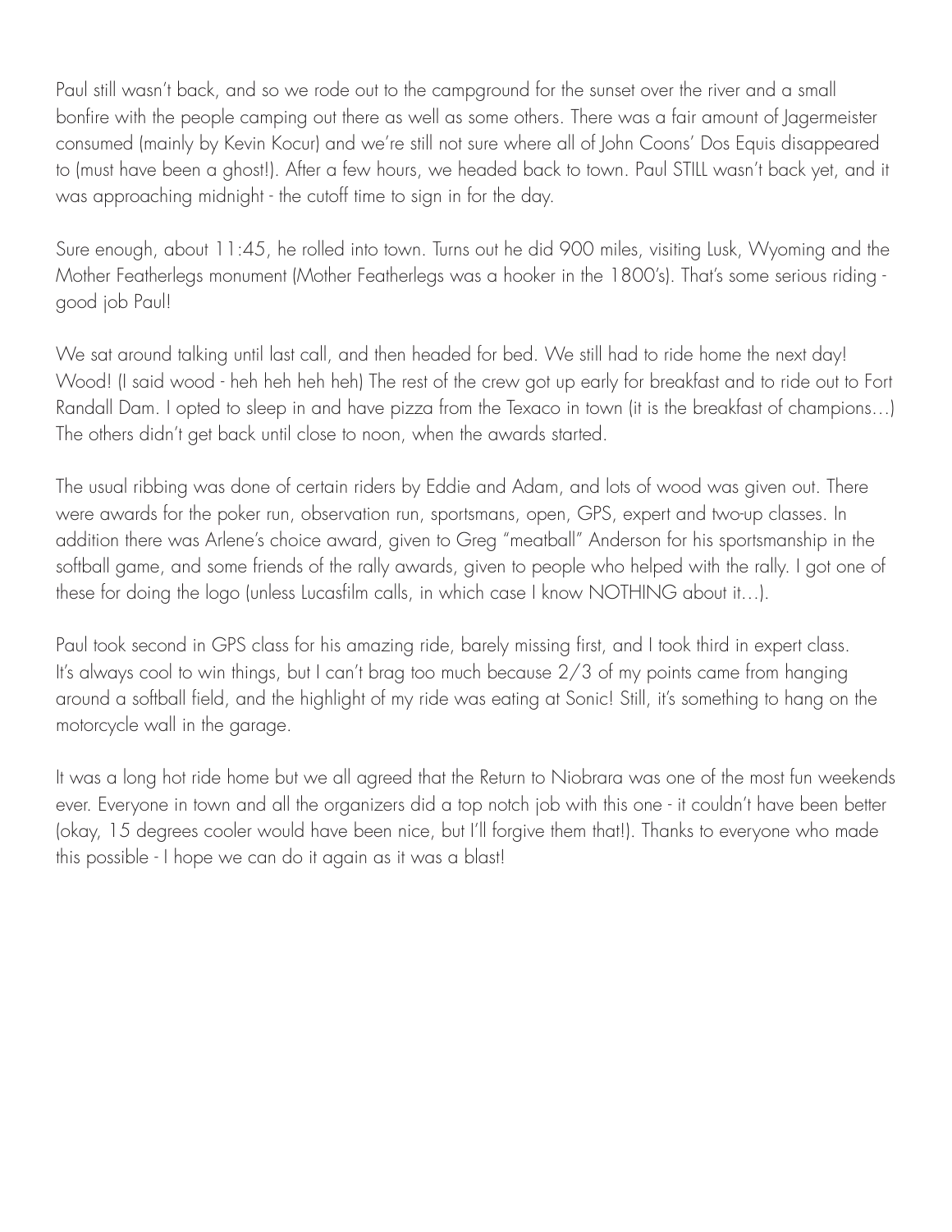Paul still wasn't back, and so we rode out to the campground for the sunset over the river and a small bonfire with the people camping out there as well as some others. There was a fair amount of Jagermeister consumed (mainly by Kevin Kocur) and we're still not sure where all of John Coons' Dos Equis disappeared to (must have been a ghost!). After a few hours, we headed back to town. Paul STILL wasn't back yet, and it was approaching midnight - the cutoff time to sign in for the day.

Sure enough, about 11:45, he rolled into town. Turns out he did 900 miles, visiting Lusk, Wyoming and the Mother Featherlegs monument (Mother Featherlegs was a hooker in the 1800's). That's some serious riding - good job Paul!

We sat around talking until last call, and then headed for bed. We still had to ride home the next day! Wood! (I said wood - heh heh heh heh) The rest of the crew got up early for breakfast and to ride out to Fort Randall Dam. I opted to sleep in and have pizza from the Texaco in town (it is the breakfast of champions…) The others didn't get back until close to noon, when the awards started.

The usual ribbing was done of certain riders by Eddie and Adam, and lots of wood was given out. There were awards for the poker run, observation run, sportsmans, open, GPS, expert and two-up classes. In addition there was Arlene's choice award, given to Greg "meatball" Anderson for his sportsmanship in the softball game, and some friends of the rally awards, given to people who helped with the rally. I got one of these for doing the logo (unless Lucasfilm calls, in which case I know NOTHING about it…).

Paul took second in GPS class for his amazing ride, barely missing first, and I took third in expert class. It's always cool to win things, but I can't brag too much because 2/3 of my points came from hanging around a softball field, and the highlight of my ride was eating at Sonic! Still, it's something to hang on the motorcycle wall in the garage.

It was a long hot ride home but we all agreed that the Return to Niobrara was one of the most fun weekends ever. Everyone in town and all the organizers did a top notch job with this one - it couldn't have been better (okay, 15 degrees cooler would have been nice, but I'll forgive them that!). Thanks to everyone who made this possible - I hope we can do it again as it was a blast!